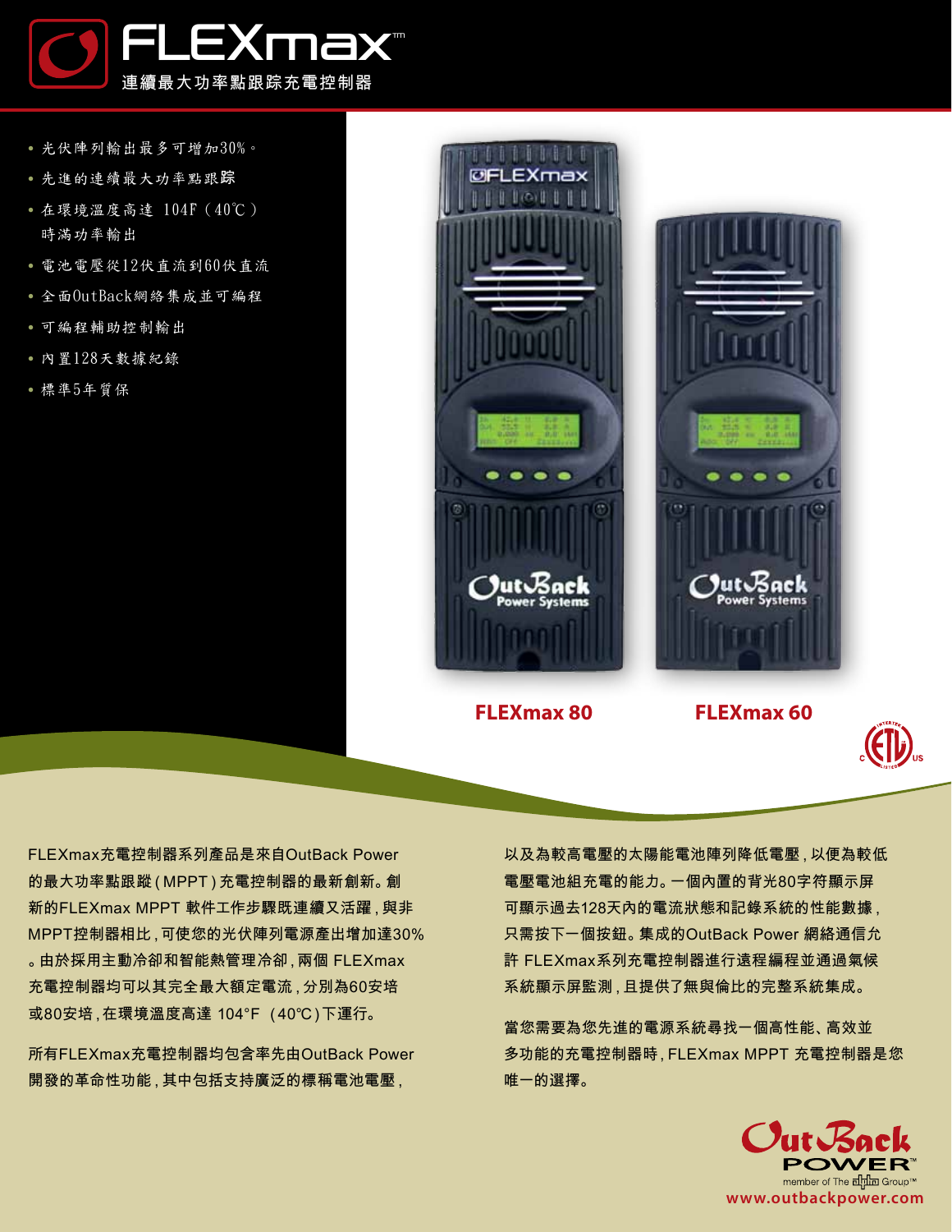# FLEXmax™

## 連續最大功率點跟踪充電控制器

- 光伏陣列輸出最多可增加30%。
- 先進的連續最大功率點跟踪
- 在環境溫度高達 104F（40℃）時滿功率輸出
- 電池電壓從12伏直流到60伏直流
- 全面OutBack網絡集成並可編程
- 可編程輔助控制輸出
- 內置128天數據紀錄
- 標準5年質保

**FLEXmax 80** **FLEXmax 60**

FLEXmax充電控制器系列產品是來自OutBack Power的最大功率點跟蹤(MPPT)充電控制器的最新創新。創新的FLEXmax MPPT 軟件工作步驟既連續又活躍，與非MPPT控制器相比，可使您的光伏陣列電源產出增加達30%。由於採用主動冷卻和智能熱管理冷卻，兩個 FLEXmax 充電控制器均可以其完全最大額定電流，分別為60安培或80安培，在環境溫度高達 104°F （40℃）下運行。

所有FLEXmax充電控制器均包含率先由OutBack Power開發的革命性功能，其中包括支持廣泛的標稱電池電壓，以及為較高電壓的太陽能電池陣列降低電壓，以便為較低電壓電池組充電的能力。一個內置的背光80字符顯示屏可顯示過去128天內的電流狀態和記錄系統的性能數據，只需按下一個按鈕。集成的OutBack Power 網絡通信允許 FLEXmax系列充電控制器進行遠程編程並通過氣候系統顯示屏監測，且提供了無與倫比的完整系統集成。

當您需要為您先進的電源系統尋找一個高性能、高效並多功能的充電控制器時，FLEXmax MPPT 充電控制器是您唯一的選擇。

OutBack POWER™
member of The alpha Group™
www.outbackpower.com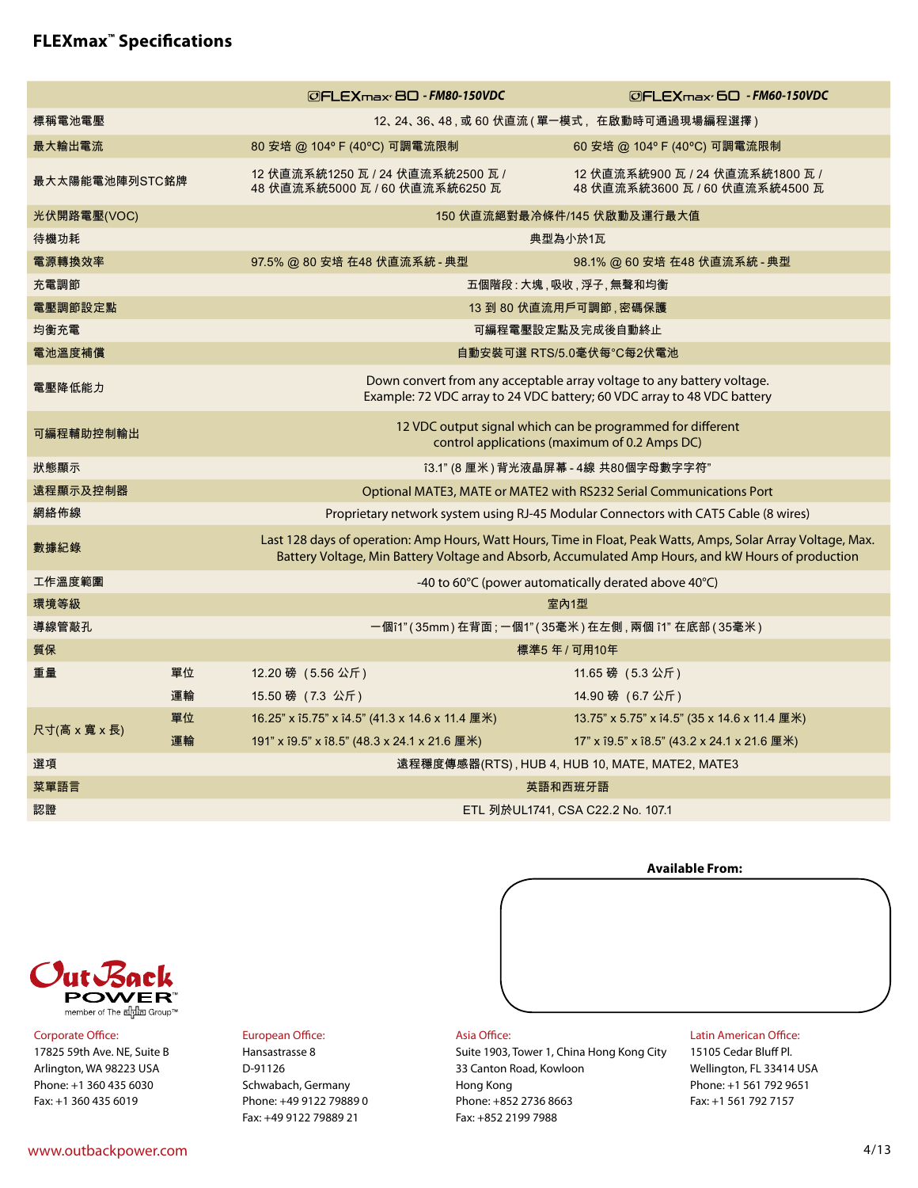## FLEXmax™ Specifications

| | | FLEXmax 80 - *FM80-150VDC* | FLEXmax 60 - *FM60-150VDC* |
|---|---|---|---|
| 標稱電池電壓 | | 12、24、36、48，或 60 伏直流 ( 單一模式， 在啟動時可通過現場編程選擇 ) | |
| 最大輸出電流 | | 80 安培 @ 104º F (40ºC) 可調電流限制 | 60 安培 @ 104º F (40ºC) 可調電流限制 |
| 最大太陽能電池陣列STC銘牌 | | 12 伏直流系統1250 瓦 / 24 伏直流系統2500 瓦 / 48 伏直流系統5000 瓦 / 60 伏直流系統6250 瓦 | 12 伏直流系統900 瓦 / 24 伏直流系統1800 瓦 / 48 伏直流系統3600 瓦 / 60 伏直流系統4500 瓦 |
| 光伏開路電壓(VOC) | | 150 伏直流絕對最冷條件/145 伏啟動及運行最大值 | |
| 待機功耗 | | 典型為小於1瓦 | |
| 電源轉換效率 | | 97.5% @ 80 安培 在48 伏直流系統 - 典型 | 98.1% @ 60 安培 在48 伏直流系統 - 典型 |
| 充電調節 | | 五個階段 : 大塊 , 吸收 , 浮子 , 無聲和均衡 | |
| 電壓調節設定點 | | 13 到 80 伏直流用戶可調節 , 密碼保護 | |
| 均衡充電 | | 可編程電壓設定點及完成後自動終止 | |
| 電池溫度補償 | | 自動安裝可選 RTS/5.0毫伏每°C每2伏電池 | |
| 電壓降低能力 | | Down convert from any acceptable array voltage to any battery voltage. Example: 72 VDC array to 24 VDC battery; 60 VDC array to 48 VDC battery | |
| 可編程輔助控制輸出 | | 12 VDC output signal which can be programmed for different control applications (maximum of 0.2 Amps DC) | |
| 狀態顯示 | | î3.1" (8 厘米 ) 背光液晶屏幕 - 4線 共80個字母數字字符" | |
| 遠程顯示及控制器 | | Optional MATE3, MATE or MATE2 with RS232 Serial Communications Port | |
| 網絡佈線 | | Proprietary network system using RJ-45 Modular Connectors with CAT5 Cable (8 wires) | |
| 數據紀錄 | | Last 128 days of operation: Amp Hours, Watt Hours, Time in Float, Peak Watts, Amps, Solar Array Voltage, Max. Battery Voltage, Min Battery Voltage and Absorb, Accumulated Amp Hours, and kW Hours of production | |
| 工作溫度範圍 | | -40 to 60°C (power automatically derated above 40°C) | |
| 環境等級 | | 室內1型 | |
| 導線管敲孔 | | 一個î1" ( 35mm ) 在背面 ; 一個1" ( 35毫米 ) 在左側 , 兩個 î1" 在底部 ( 35毫米 ) | |
| 質保 | | 標準5 年 / 可用10年 | |
| 重量 | 單位 | 12.20 磅 （5.56 公斤） | 11.65 磅 （5.3 公斤） |
| | 運輸 | 15.50 磅 （7.3 公斤） | 14.90 磅 （6.7 公斤） |
| 尺寸(高 x 寬 x 長) | 單位 | 16.25" x î5.75" x î4.5" (41.3 x 14.6 x 11.4 厘米) | 13.75" x 5.75" x î4.5" (35 x 14.6 x 11.4 厘米) |
| | 運輸 | 191" x î9.5" x î8.5" (48.3 x 24.1 x 21.6 厘米) | 17" x î9.5" x î8.5" (43.2 x 24.1 x 21.6 厘米) |
| 選項 | | 遠程穩度傳感器(RTS) , HUB 4, HUB 10, MATE, MATE2, MATE3 | |
| 菜單語言 | | 英語和西班牙語 | |
| 認證 | | ETL 列於UL1741, CSA C22.2 No. 107.1 | |

**Available From:**

OutBack POWER
member of The alpha Group™

Corporate Office:
17825 59th Ave. NE, Suite B
Arlington, WA 98223 USA
Phone: +1 360 435 6030
Fax: +1 360 435 6019

European Office:
Hansastrasse 8
D-91126
Schwabach, Germany
Phone: +49 9122 79889 0
Fax: +49 9122 79889 21

Asia Office:
Suite 1903, Tower 1, China Hong Kong City
33 Canton Road, Kowloon
Hong Kong
Phone: +852 2736 8663
Fax: +852 2199 7988

Latin American Office:
15105 Cedar Bluff Pl.
Wellington, FL 33414 USA
Phone: +1 561 792 9651
Fax: +1 561 792 7157

www.outbackpower.com

4/13